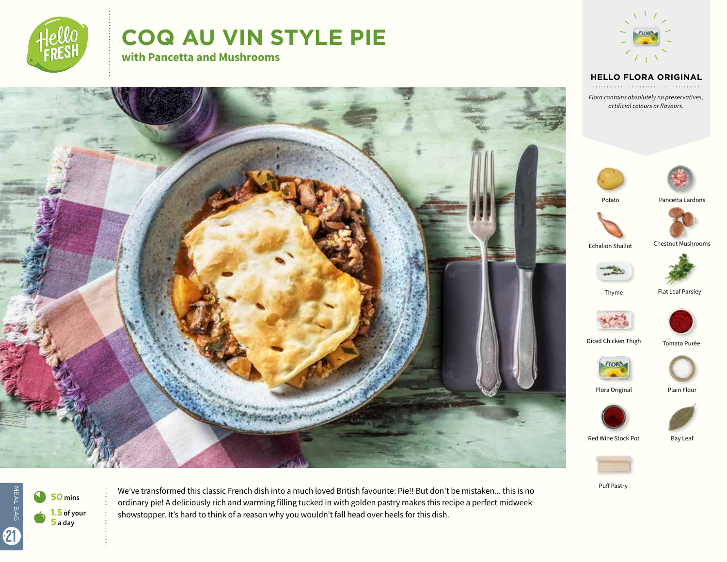# COQ AU VIN STYLE PIE

## with Pancetta and Mushrooms

### HELLO FLORA ORIGINAL

*Flora contains absolutely no preservatives, artificial colours or flavours.*

- Potato
- Pancetta Lardons
- Echalion Shallot
- Chestnut Mushrooms
- Thyme
- Flat Leaf Parsley
- Diced Chicken Thigh
- Tomato Purée
- Flora Original
- Plain Flour
- Red Wine Stock Pot
- Bay Leaf
- Puff Pastry

**50** mins

**1.5** of your **5** a day

We've transformed this classic French dish into a much loved British favourite: Pie!! But don't be mistaken... this is no ordinary pie! A deliciously rich and warming filling tucked in with golden pastry makes this recipe a perfect midweek showstopper. It's hard to think of a reason why you wouldn't fall head over heels for this dish.

MEAL BAG 21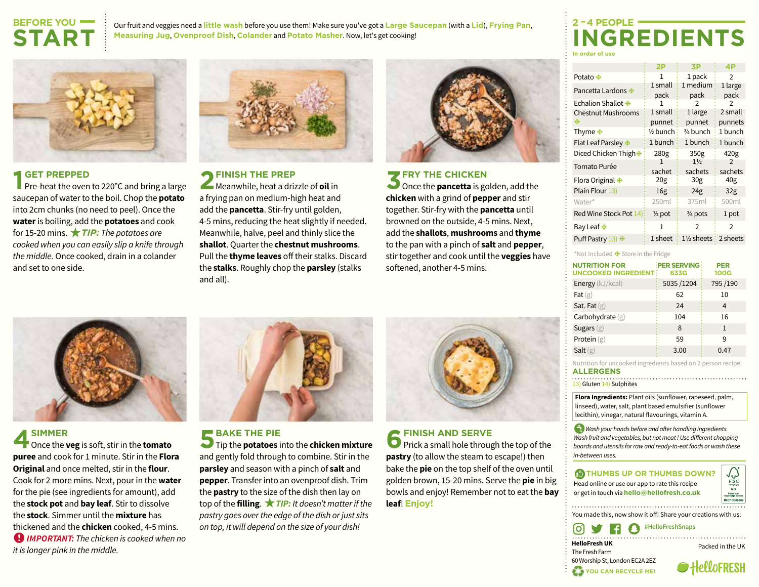# BEFORE YOU START

Our fruit and veggies need a **little wash** before you use them! Make sure you've got a **Large Saucepan** (with a **Lid**), **Frying Pan**, **Measuring Jug**, **Ovenproof Dish**, **Colander** and **Potato Masher**. Now, let's get cooking!

## 1 GET PREPPED

Pre-heat the oven to 220°C and bring a large saucepan of water to the boil. Chop the **potato** into 2cm chunks (no need to peel). Once the **water** is boiling, add the **potatoes** and cook for 15-20 mins. ★ ***TIP:*** *The potatoes are cooked when you can easily slip a knife through the middle.* Once cooked, drain in a colander and set to one side.

## 2 FINISH THE PREP

Meanwhile, heat a drizzle of **oil** in a frying pan on medium-high heat and add the **pancetta**. Stir-fry until golden, 4-5 mins, reducing the heat slightly if needed. Meanwhile, halve, peel and thinly slice the **shallot**. Quarter the **chestnut mushrooms**. Pull the **thyme leaves** off their stalks. Discard the **stalks**. Roughly chop the **parsley** (stalks and all).

## 3 FRY THE CHICKEN

Once the **pancetta** is golden, add the **chicken** with a grind of **pepper** and stir together. Stir-fry with the **pancetta** until browned on the outside, 4-5 mins. Next, add the **shallots**, **mushrooms** and **thyme** to the pan with a pinch of **salt** and **pepper**, stir together and cook until the **veggies** have softened, another 4-5 mins.

## 4 SIMMER

Once the **veg** is soft, stir in the **tomato puree** and cook for 1 minute. Stir in the **Flora Original** and once melted, stir in the **flour**. Cook for 2 more mins. Next, pour in the **water** for the pie (see ingredients for amount), add the **stock pot** and **bay leaf**. Stir to dissolve the **stock**. Simmer until the **mixture** has thickened and the **chicken** cooked, 4-5 mins. ***IMPORTANT:*** *The chicken is cooked when no it is longer pink in the middle.*

## 5 BAKE THE PIE

Tip the **potatoes** into the **chicken mixture** and gently fold through to combine. Stir in the **parsley** and season with a pinch of **salt** and **pepper**. Transfer into an ovenproof dish. Trim the **pastry** to the size of the dish then lay on top of the **filling**. ★ ***TIP:*** *It doesn't matter if the pastry goes over the edge of the dish or just sits on top, it will depend on the size of your dish!*

## 6 FINISH AND SERVE

Prick a small hole through the top of the **pastry** (to allow the steam to escape!) then bake the **pie** on the top shelf of the oven until golden brown, 15-20 mins. Serve the **pie** in big bowls and enjoy! Remember not to eat the **bay leaf**! **Enjoy!**

# 2 - 4 PEOPLE INGREDIENTS

In order of use

| | 2P | 3P | 4P |
|---|---|---|---|
| Potato ❉ | 1 | 1 pack | 2 |
| Pancetta Lardons ❉ | 1 small pack | 1 medium pack | 1 large pack |
| Echalion Shallot ❉ | 1 | 2 | 2 |
| Chestnut Mushrooms ❉ | 1 small punnet | 1 large punnet | 2 small punnets |
| Thyme ❉ | ½ bunch | ¾ bunch | 1 bunch |
| Flat Leaf Parsley ❉ | 1 bunch | 1 bunch | 1 bunch |
| Diced Chicken Thigh ❉ | 280g | 350g | 420g |
| Tomato Purée | 1 sachet | 1½ sachets | 2 sachets |
| Flora Original ❉ | 20g | 30g | 40g |
| Plain Flour 13) | 16g | 24g | 32g |
| Water* | 250ml | 375ml | 500ml |
| Red Wine Stock Pot 14) | ½ pot | ¾ pots | 1 pot |
| Bay Leaf ❉ | 1 | 2 | 2 |
| Puff Pastry 13) ❉ | 1 sheet | 1½ sheets | 2 sheets |

*Not Included ❉ Store in the Fridge

| NUTRITION FOR UNCOOKED INGREDIENT | PER SERVING 633G | PER 100G |
|---|---|---|
| Energy (kJ/kcal) | 5035 /1204 | 795 /190 |
| Fat (g) | 62 | 10 |
| Sat. Fat (g) | 24 | 4 |
| Carbohydrate (g) | 104 | 16 |
| Sugars (g) | 8 | 1 |
| Protein (g) | 59 | 9 |
| Salt (g) | 3.00 | 0.47 |

Nutrition for uncooked ingredients based on 2 person recipe.

## ALLERGENS

13) Gluten 14) Sulphites

**Flora Ingredients:** Plant oils (sunflower, rapeseed, palm, linseed), water, salt, plant based emulsifier (sunflower lecithin), vinegar, natural flavourings, vitamin A.

*Wash your hands before and after handling ingredients. Wash fruit and vegetables; but not meat ! Use different chopping boards and utensils for raw and ready-to-eat foods or wash these in-between uses.*

## THUMBS UP OR THUMBS DOWN?

Head online or use our app to rate this recipe or get in touch via **hello@hellofresh.co.uk**

You made this, now show it off! Share your creations with us:

#HelloFreshSnaps

**HelloFresh UK**
The Fresh Farm
60 Worship St, London EC2A 2EZ

Packed in the UK

YOU CAN RECYCLE ME!

HelloFRESH